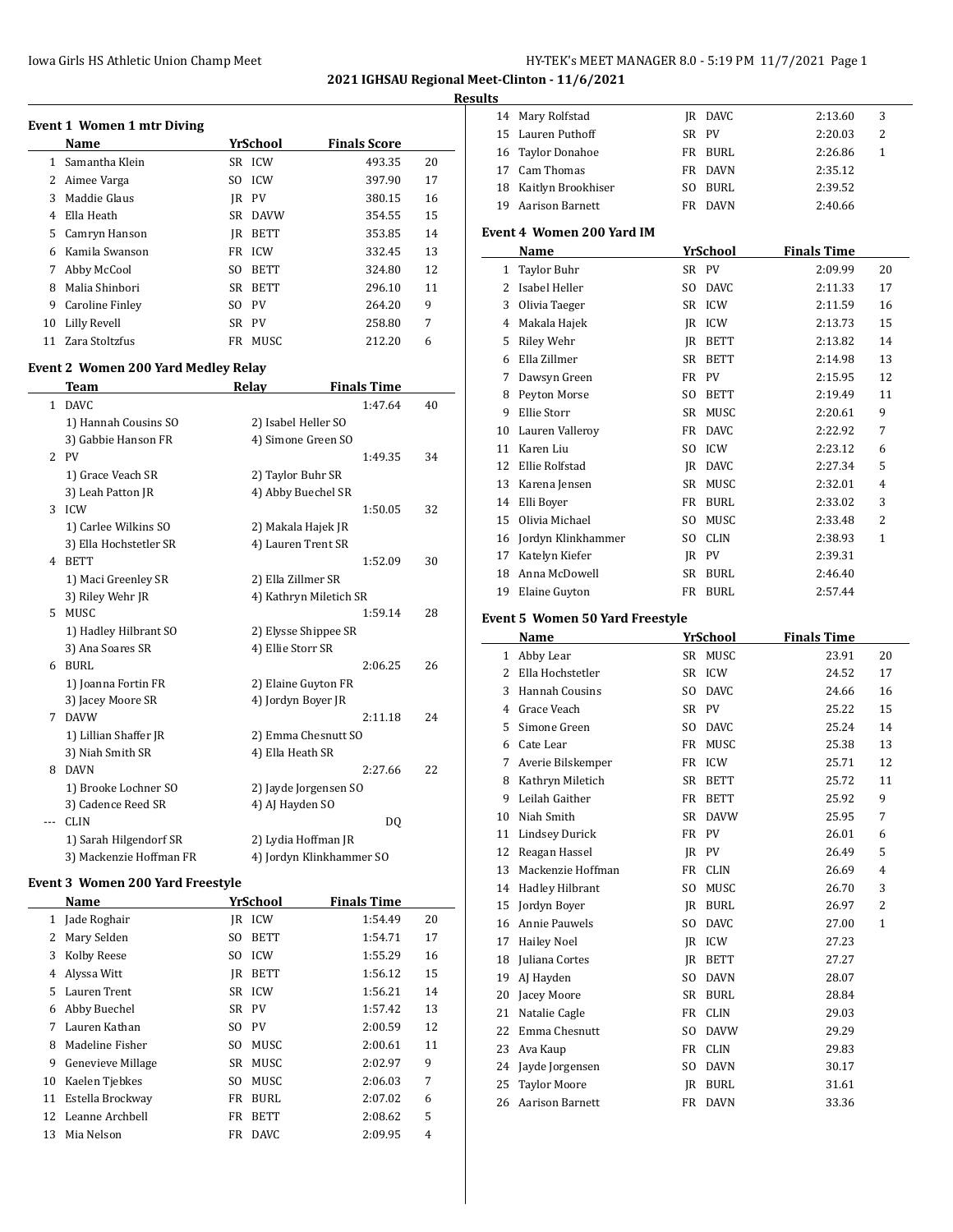## 2021 IGHSAU Regional Meet-Clinton - 11/6/2021

### Results

### Event 1 Women 1 mtr Diving

| | Name | Yr | School | Finals Score | |
|---|---|---|---|---|---|
| 1 | Samantha Klein | SR | ICW | 493.35 | 20 |
| 2 | Aimee Varga | SO | ICW | 397.90 | 17 |
| 3 | Maddie Glaus | JR | PV | 380.15 | 16 |
| 4 | Ella Heath | SR | DAVW | 354.55 | 15 |
| 5 | Camryn Hanson | JR | BETT | 353.85 | 14 |
| 6 | Kamila Swanson | FR | ICW | 332.45 | 13 |
| 7 | Abby McCool | SO | BETT | 324.80 | 12 |
| 8 | Malia Shinbori | SR | BETT | 296.10 | 11 |
| 9 | Caroline Finley | SO | PV | 264.20 | 9 |
| 10 | Lilly Revell | SR | PV | 258.80 | 7 |
| 11 | Zara Stoltzfus | FR | MUSC | 212.20 | 6 |

### Event 2 Women 200 Yard Medley Relay

| | Team | Relay | Finals Time | |
|---|---|---|---|---|
| 1 | DAVC | | 1:47.64 | 40 |
| | 1) Hannah Cousins SO | 2) Isabel Heller SO | | |
| | 3) Gabbie Hanson FR | 4) Simone Green SO | | |
| 2 | PV | | 1:49.35 | 34 |
| | 1) Grace Veach SR | 2) Taylor Buhr SR | | |
| | 3) Leah Patton JR | 4) Abby Buechel SR | | |
| 3 | ICW | | 1:50.05 | 32 |
| | 1) Carlee Wilkins SO | 2) Makala Hajek JR | | |
| | 3) Ella Hochstetler SR | 4) Lauren Trent SR | | |
| 4 | BETT | | 1:52.09 | 30 |
| | 1) Maci Greenley SR | 2) Ella Zillmer SR | | |
| | 3) Riley Wehr JR | 4) Kathryn Miletich SR | | |
| 5 | MUSC | | 1:59.14 | 28 |
| | 1) Hadley Hilbrant SO | 2) Elysse Shippee SR | | |
| | 3) Ana Soares SR | 4) Ellie Storr SR | | |
| 6 | BURL | | 2:06.25 | 26 |
| | 1) Joanna Fortin FR | 2) Elaine Guyton FR | | |
| | 3) Jacey Moore SR | 4) Jordyn Boyer JR | | |
| 7 | DAVW | | 2:11.18 | 24 |
| | 1) Lillian Shaffer JR | 2) Emma Chesnutt SO | | |
| | 3) Niah Smith SR | 4) Ella Heath SR | | |
| 8 | DAVN | | 2:27.66 | 22 |
| | 1) Brooke Lochner SO | 2) Jayde Jorgensen SO | | |
| | 3) Cadence Reed SR | 4) AJ Hayden SO | | |
| --- | CLIN | | DQ | |
| | 1) Sarah Hilgendorf SR | 2) Lydia Hoffman JR | | |
| | 3) Mackenzie Hoffman FR | 4) Jordyn Klinkhammer SO | | |

### Event 3 Women 200 Yard Freestyle

| | Name | Yr | School | Finals Time | |
|---|---|---|---|---|---|
| 1 | Jade Roghair | JR | ICW | 1:54.49 | 20 |
| 2 | Mary Selden | SO | BETT | 1:54.71 | 17 |
| 3 | Kolby Reese | SO | ICW | 1:55.29 | 16 |
| 4 | Alyssa Witt | JR | BETT | 1:56.12 | 15 |
| 5 | Lauren Trent | SR | ICW | 1:56.21 | 14 |
| 6 | Abby Buechel | SR | PV | 1:57.42 | 13 |
| 7 | Lauren Kathan | SO | PV | 2:00.59 | 12 |
| 8 | Madeline Fisher | SO | MUSC | 2:00.61 | 11 |
| 9 | Genevieve Millage | SR | MUSC | 2:02.97 | 9 |
| 10 | Kaelen Tjebkes | SO | MUSC | 2:06.03 | 7 |
| 11 | Estella Brockway | FR | BURL | 2:07.02 | 6 |
| 12 | Leanne Archbell | FR | BETT | 2:08.62 | 5 |
| 13 | Mia Nelson | FR | DAVC | 2:09.95 | 4 |
| 14 | Mary Rolfstad | JR | DAVC | 2:13.60 | 3 |
| 15 | Lauren Puthoff | SR | PV | 2:20.03 | 2 |
| 16 | Taylor Donahoe | FR | BURL | 2:26.86 | 1 |
| 17 | Cam Thomas | FR | DAVN | 2:35.12 | |
| 18 | Kaitlyn Brookhiser | SO | BURL | 2:39.52 | |
| 19 | Aarison Barnett | FR | DAVN | 2:40.66 | |

### Event 4 Women 200 Yard IM

| | Name | Yr | School | Finals Time | |
|---|---|---|---|---|---|
| 1 | Taylor Buhr | SR | PV | 2:09.99 | 20 |
| 2 | Isabel Heller | SO | DAVC | 2:11.33 | 17 |
| 3 | Olivia Taeger | SR | ICW | 2:11.59 | 16 |
| 4 | Makala Hajek | JR | ICW | 2:13.73 | 15 |
| 5 | Riley Wehr | JR | BETT | 2:13.82 | 14 |
| 6 | Ella Zillmer | SR | BETT | 2:14.98 | 13 |
| 7 | Dawsyn Green | FR | PV | 2:15.95 | 12 |
| 8 | Peyton Morse | SO | BETT | 2:19.49 | 11 |
| 9 | Ellie Storr | SR | MUSC | 2:20.61 | 9 |
| 10 | Lauren Valleroy | FR | DAVC | 2:22.92 | 7 |
| 11 | Karen Liu | SO | ICW | 2:23.12 | 6 |
| 12 | Ellie Rolfstad | JR | DAVC | 2:27.34 | 5 |
| 13 | Karena Jensen | SR | MUSC | 2:32.01 | 4 |
| 14 | Elli Boyer | FR | BURL | 2:33.02 | 3 |
| 15 | Olivia Michael | SO | MUSC | 2:33.48 | 2 |
| 16 | Jordyn Klinkhammer | SO | CLIN | 2:38.93 | 1 |
| 17 | Katelyn Kiefer | JR | PV | 2:39.31 | |
| 18 | Anna McDowell | SR | BURL | 2:46.40 | |
| 19 | Elaine Guyton | FR | BURL | 2:57.44 | |

### Event 5 Women 50 Yard Freestyle

| | Name | Yr | School | Finals Time | |
|---|---|---|---|---|---|
| 1 | Abby Lear | SR | MUSC | 23.91 | 20 |
| 2 | Ella Hochstetler | SR | ICW | 24.52 | 17 |
| 3 | Hannah Cousins | SO | DAVC | 24.66 | 16 |
| 4 | Grace Veach | SR | PV | 25.22 | 15 |
| 5 | Simone Green | SO | DAVC | 25.24 | 14 |
| 6 | Cate Lear | FR | MUSC | 25.38 | 13 |
| 7 | Averie Bilskemper | FR | ICW | 25.71 | 12 |
| 8 | Kathryn Miletich | SR | BETT | 25.72 | 11 |
| 9 | Leilah Gaither | FR | BETT | 25.92 | 9 |
| 10 | Niah Smith | SR | DAVW | 25.95 | 7 |
| 11 | Lindsey Durick | FR | PV | 26.01 | 6 |
| 12 | Reagan Hassel | JR | PV | 26.49 | 5 |
| 13 | Mackenzie Hoffman | FR | CLIN | 26.69 | 4 |
| 14 | Hadley Hilbrant | SO | MUSC | 26.70 | 3 |
| 15 | Jordyn Boyer | JR | BURL | 26.97 | 2 |
| 16 | Annie Pauwels | SO | DAVC | 27.00 | 1 |
| 17 | Hailey Noel | JR | ICW | 27.23 | |
| 18 | Juliana Cortes | JR | BETT | 27.27 | |
| 19 | AJ Hayden | SO | DAVN | 28.07 | |
| 20 | Jacey Moore | SR | BURL | 28.84 | |
| 21 | Natalie Cagle | FR | CLIN | 29.03 | |
| 22 | Emma Chesnutt | SO | DAVW | 29.29 | |
| 23 | Ava Kaup | FR | CLIN | 29.83 | |
| 24 | Jayde Jorgensen | SO | DAVN | 30.17 | |
| 25 | Taylor Moore | JR | BURL | 31.61 | |
| 26 | Aarison Barnett | FR | DAVN | 33.36 | |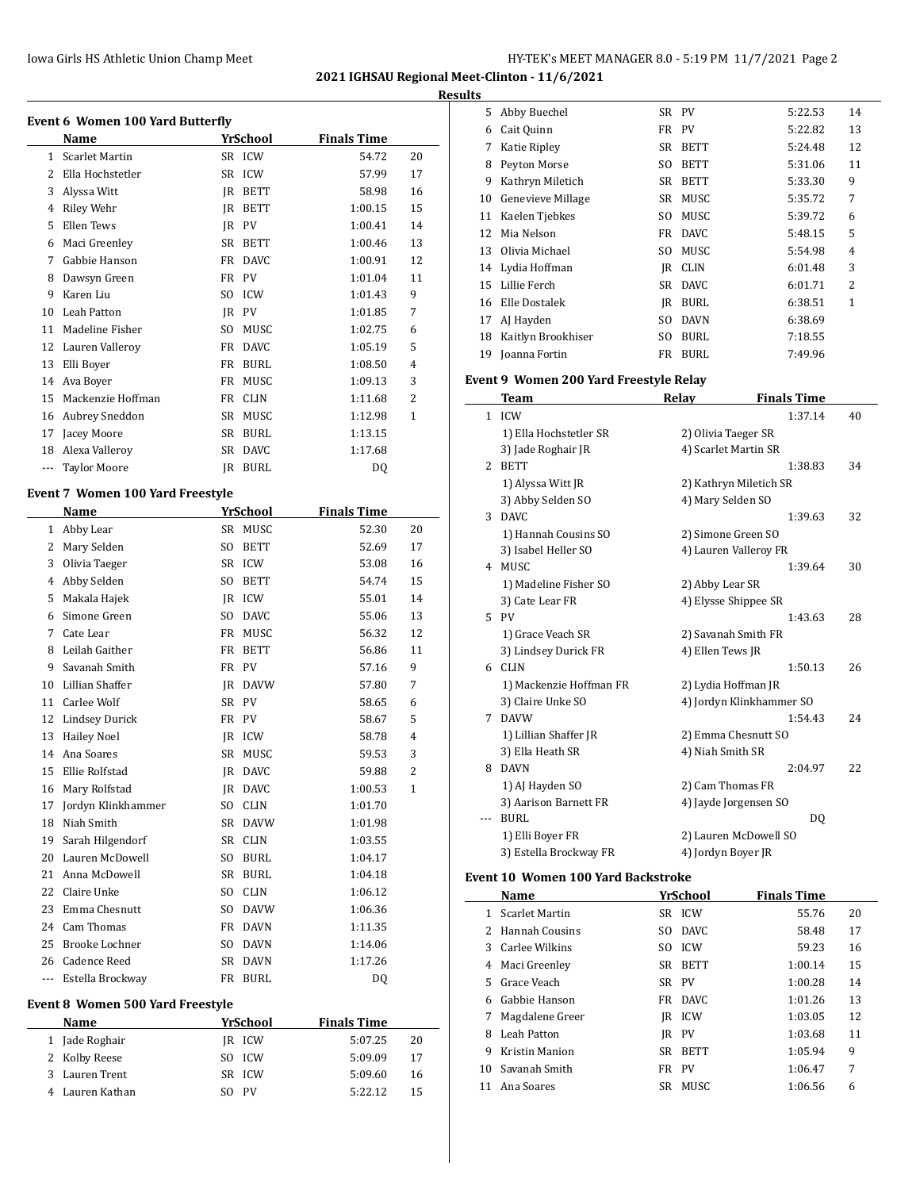**2021 IGHSAU Regional Meet-Clinton - 11/6/2021**

**Results**

### Event 6 Women 100 Yard Butterfly

| | Name | Yr | School | Finals Time | |
|---|---|---|---|---|---|
| 1 | Scarlet Martin | SR | ICW | 54.72 | 20 |
| 2 | Ella Hochstetler | SR | ICW | 57.99 | 17 |
| 3 | Alyssa Witt | JR | BETT | 58.98 | 16 |
| 4 | Riley Wehr | JR | BETT | 1:00.15 | 15 |
| 5 | Ellen Tews | JR | PV | 1:00.41 | 14 |
| 6 | Maci Greenley | SR | BETT | 1:00.46 | 13 |
| 7 | Gabbie Hanson | FR | DAVC | 1:00.91 | 12 |
| 8 | Dawsyn Green | FR | PV | 1:01.04 | 11 |
| 9 | Karen Liu | SO | ICW | 1:01.43 | 9 |
| 10 | Leah Patton | JR | PV | 1:01.85 | 7 |
| 11 | Madeline Fisher | SO | MUSC | 1:02.75 | 6 |
| 12 | Lauren Valleroy | FR | DAVC | 1:05.19 | 5 |
| 13 | Elli Boyer | FR | BURL | 1:08.50 | 4 |
| 14 | Ava Boyer | FR | MUSC | 1:09.13 | 3 |
| 15 | Mackenzie Hoffman | FR | CLIN | 1:11.68 | 2 |
| 16 | Aubrey Sneddon | SR | MUSC | 1:12.98 | 1 |
| 17 | Jacey Moore | SR | BURL | 1:13.15 | |
| 18 | Alexa Valleroy | SR | DAVC | 1:17.68 | |
| --- | Taylor Moore | JR | BURL | DQ | |

### Event 7 Women 100 Yard Freestyle

| | Name | Yr | School | Finals Time | |
|---|---|---|---|---|---|
| 1 | Abby Lear | SR | MUSC | 52.30 | 20 |
| 2 | Mary Selden | SO | BETT | 52.69 | 17 |
| 3 | Olivia Taeger | SR | ICW | 53.08 | 16 |
| 4 | Abby Selden | SO | BETT | 54.74 | 15 |
| 5 | Makala Hajek | JR | ICW | 55.01 | 14 |
| 6 | Simone Green | SO | DAVC | 55.06 | 13 |
| 7 | Cate Lear | FR | MUSC | 56.32 | 12 |
| 8 | Leilah Gaither | FR | BETT | 56.86 | 11 |
| 9 | Savanah Smith | FR | PV | 57.16 | 9 |
| 10 | Lillian Shaffer | JR | DAVW | 57.80 | 7 |
| 11 | Carlee Wolf | SR | PV | 58.65 | 6 |
| 12 | Lindsey Durick | FR | PV | 58.67 | 5 |
| 13 | Hailey Noel | JR | ICW | 58.78 | 4 |
| 14 | Ana Soares | SR | MUSC | 59.53 | 3 |
| 15 | Ellie Rolfstad | JR | DAVC | 59.88 | 2 |
| 16 | Mary Rolfstad | JR | DAVC | 1:00.53 | 1 |
| 17 | Jordyn Klinkhammer | SO | CLIN | 1:01.70 | |
| 18 | Niah Smith | SR | DAVW | 1:01.98 | |
| 19 | Sarah Hilgendorf | SR | CLIN | 1:03.55 | |
| 20 | Lauren McDowell | SO | BURL | 1:04.17 | |
| 21 | Anna McDowell | SR | BURL | 1:04.18 | |
| 22 | Claire Unke | SO | CLIN | 1:06.12 | |
| 23 | Emma Chesnutt | SO | DAVW | 1:06.36 | |
| 24 | Cam Thomas | FR | DAVN | 1:11.35 | |
| 25 | Brooke Lochner | SO | DAVN | 1:14.06 | |
| 26 | Cadence Reed | SR | DAVN | 1:17.26 | |
| --- | Estella Brockway | FR | BURL | DQ | |

### Event 8 Women 500 Yard Freestyle

| | Name | Yr | School | Finals Time | |
|---|---|---|---|---|---|
| 1 | Jade Roghair | JR | ICW | 5:07.25 | 20 |
| 2 | Kolby Reese | SO | ICW | 5:09.09 | 17 |
| 3 | Lauren Trent | SR | ICW | 5:09.60 | 16 |
| 4 | Lauren Kathan | SO | PV | 5:22.12 | 15 |
| 5 | Abby Buechel | SR | PV | 5:22.53 | 14 |
| 6 | Cait Quinn | FR | PV | 5:22.82 | 13 |
| 7 | Katie Ripley | SR | BETT | 5:24.48 | 12 |
| 8 | Peyton Morse | SO | BETT | 5:31.06 | 11 |
| 9 | Kathryn Miletich | SR | BETT | 5:33.30 | 9 |
| 10 | Genevieve Millage | SR | MUSC | 5:35.72 | 7 |
| 11 | Kaelen Tjebkes | SO | MUSC | 5:39.72 | 6 |
| 12 | Mia Nelson | FR | DAVC | 5:48.15 | 5 |
| 13 | Olivia Michael | SO | MUSC | 5:54.98 | 4 |
| 14 | Lydia Hoffman | JR | CLIN | 6:01.48 | 3 |
| 15 | Lillie Ferch | SR | DAVC | 6:01.71 | 2 |
| 16 | Elle Dostalek | JR | BURL | 6:38.51 | 1 |
| 17 | AJ Hayden | SO | DAVN | 6:38.69 | |
| 18 | Kaitlyn Brookhiser | SO | BURL | 7:18.55 | |
| 19 | Joanna Fortin | FR | BURL | 7:49.96 | |

### Event 9 Women 200 Yard Freestyle Relay

| | Team | Relay | Finals Time | |
|---|---|---|---|---|
| 1 | ICW | | 1:37.14 | 40 |
| | 1) Ella Hochstetler SR | 2) Olivia Taeger SR | | |
| | 3) Jade Roghair JR | 4) Scarlet Martin SR | | |
| 2 | BETT | | 1:38.83 | 34 |
| | 1) Alyssa Witt JR | 2) Kathryn Miletich SR | | |
| | 3) Abby Selden SO | 4) Mary Selden SO | | |
| 3 | DAVC | | 1:39.63 | 32 |
| | 1) Hannah Cousins SO | 2) Simone Green SO | | |
| | 3) Isabel Heller SO | 4) Lauren Valleroy FR | | |
| 4 | MUSC | | 1:39.64 | 30 |
| | 1) Madeline Fisher SO | 2) Abby Lear SR | | |
| | 3) Cate Lear FR | 4) Elysse Shippee SR | | |
| 5 | PV | | 1:43.63 | 28 |
| | 1) Grace Veach SR | 2) Savanah Smith FR | | |
| | 3) Lindsey Durick FR | 4) Ellen Tews JR | | |
| 6 | CLIN | | 1:50.13 | 26 |
| | 1) Mackenzie Hoffman FR | 2) Lydia Hoffman JR | | |
| | 3) Claire Unke SO | 4) Jordyn Klinkhammer SO | | |
| 7 | DAVW | | 1:54.43 | 24 |
| | 1) Lillian Shaffer JR | 2) Emma Chesnutt SO | | |
| | 3) Ella Heath SR | 4) Niah Smith SR | | |
| 8 | DAVN | | 2:04.97 | 22 |
| | 1) AJ Hayden SO | 2) Cam Thomas FR | | |
| | 3) Aarison Barnett FR | 4) Jayde Jorgensen SO | | |
| --- | BURL | | DQ | |
| | 1) Elli Boyer FR | 2) Lauren McDowell SO | | |
| | 3) Estella Brockway FR | 4) Jordyn Boyer JR | | |

### Event 10 Women 100 Yard Backstroke

| | Name | Yr | School | Finals Time | |
|---|---|---|---|---|---|
| 1 | Scarlet Martin | SR | ICW | 55.76 | 20 |
| 2 | Hannah Cousins | SO | DAVC | 58.48 | 17 |
| 3 | Carlee Wilkins | SO | ICW | 59.23 | 16 |
| 4 | Maci Greenley | SR | BETT | 1:00.14 | 15 |
| 5 | Grace Veach | SR | PV | 1:00.28 | 14 |
| 6 | Gabbie Hanson | FR | DAVC | 1:01.26 | 13 |
| 7 | Magdalene Greer | JR | ICW | 1:03.05 | 12 |
| 8 | Leah Patton | JR | PV | 1:03.68 | 11 |
| 9 | Kristin Manion | SR | BETT | 1:05.94 | 9 |
| 10 | Savanah Smith | FR | PV | 1:06.47 | 7 |
| 11 | Ana Soares | SR | MUSC | 1:06.56 | 6 |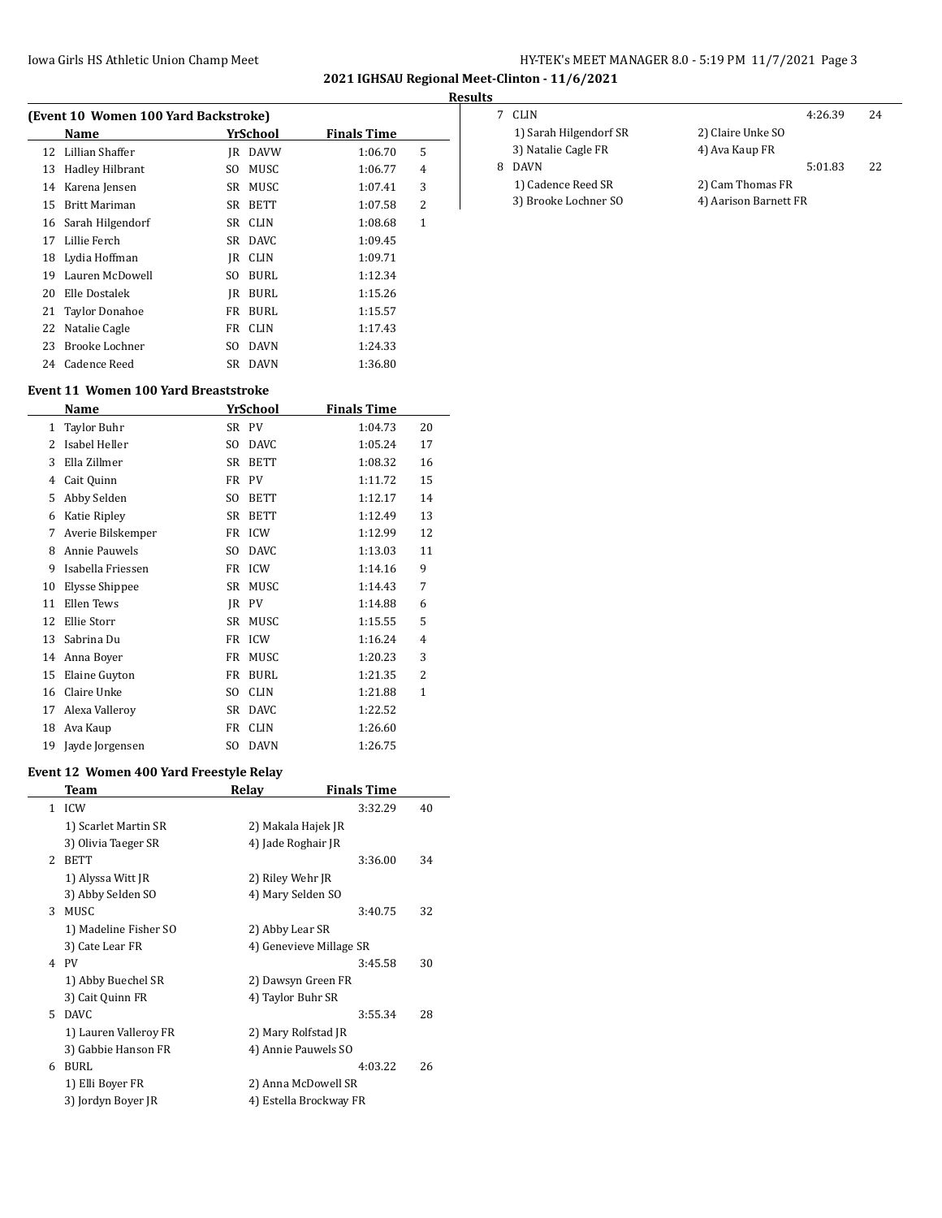## 2021 IGHSAU Regional Meet-Clinton - 11/6/2021

### Results

#### (Event 10 Women 100 Yard Backstroke)

| | Name | Yr | School | Finals Time | |
|---|---|---|---|---|---|
| 12 | Lillian Shaffer | JR | DAVW | 1:06.70 | 5 |
| 13 | Hadley Hilbrant | SO | MUSC | 1:06.77 | 4 |
| 14 | Karena Jensen | SR | MUSC | 1:07.41 | 3 |
| 15 | Britt Mariman | SR | BETT | 1:07.58 | 2 |
| 16 | Sarah Hilgendorf | SR | CLIN | 1:08.68 | 1 |
| 17 | Lillie Ferch | SR | DAVC | 1:09.45 | |
| 18 | Lydia Hoffman | JR | CLIN | 1:09.71 | |
| 19 | Lauren McDowell | SO | BURL | 1:12.34 | |
| 20 | Elle Dostalek | JR | BURL | 1:15.26 | |
| 21 | Taylor Donahoe | FR | BURL | 1:15.57 | |
| 22 | Natalie Cagle | FR | CLIN | 1:17.43 | |
| 23 | Brooke Lochner | SO | DAVN | 1:24.33 | |
| 24 | Cadence Reed | SR | DAVN | 1:36.80 | |

#### Event 11 Women 100 Yard Breaststroke

| | Name | Yr | School | Finals Time | |
|---|---|---|---|---|---|
| 1 | Taylor Buhr | SR | PV | 1:04.73 | 20 |
| 2 | Isabel Heller | SO | DAVC | 1:05.24 | 17 |
| 3 | Ella Zillmer | SR | BETT | 1:08.32 | 16 |
| 4 | Cait Quinn | FR | PV | 1:11.72 | 15 |
| 5 | Abby Selden | SO | BETT | 1:12.17 | 14 |
| 6 | Katie Ripley | SR | BETT | 1:12.49 | 13 |
| 7 | Averie Bilskemper | FR | ICW | 1:12.99 | 12 |
| 8 | Annie Pauwels | SO | DAVC | 1:13.03 | 11 |
| 9 | Isabella Friessen | FR | ICW | 1:14.16 | 9 |
| 10 | Elysse Shippee | SR | MUSC | 1:14.43 | 7 |
| 11 | Ellen Tews | JR | PV | 1:14.88 | 6 |
| 12 | Ellie Storr | SR | MUSC | 1:15.55 | 5 |
| 13 | Sabrina Du | FR | ICW | 1:16.24 | 4 |
| 14 | Anna Boyer | FR | MUSC | 1:20.23 | 3 |
| 15 | Elaine Guyton | FR | BURL | 1:21.35 | 2 |
| 16 | Claire Unke | SO | CLIN | 1:21.88 | 1 |
| 17 | Alexa Valleroy | SR | DAVC | 1:22.52 | |
| 18 | Ava Kaup | FR | CLIN | 1:26.60 | |
| 19 | Jayde Jorgensen | SO | DAVN | 1:26.75 | |

#### Event 12 Women 400 Yard Freestyle Relay

| | Team | Relay | Finals Time | |
|---|---|---|---|---|
| 1 | ICW | | 3:32.29 | 40 |
| | 1) Scarlet Martin SR | 2) Makala Hajek JR | | |
| | 3) Olivia Taeger SR | 4) Jade Roghair JR | | |
| 2 | BETT | | 3:36.00 | 34 |
| | 1) Alyssa Witt JR | 2) Riley Wehr JR | | |
| | 3) Abby Selden SO | 4) Mary Selden SO | | |
| 3 | MUSC | | 3:40.75 | 32 |
| | 1) Madeline Fisher SO | 2) Abby Lear SR | | |
| | 3) Cate Lear FR | 4) Genevieve Millage SR | | |
| 4 | PV | | 3:45.58 | 30 |
| | 1) Abby Buechel SR | 2) Dawsyn Green FR | | |
| | 3) Cait Quinn FR | 4) Taylor Buhr SR | | |
| 5 | DAVC | | 3:55.34 | 28 |
| | 1) Lauren Valleroy FR | 2) Mary Rolfstad JR | | |
| | 3) Gabbie Hanson FR | 4) Annie Pauwels SO | | |
| 6 | BURL | | 4:03.22 | 26 |
| | 1) Elli Boyer FR | 2) Anna McDowell SR | | |
| | 3) Jordyn Boyer JR | 4) Estella Brockway FR | | |
| 7 | CLIN | | 4:26.39 | 24 |
| | 1) Sarah Hilgendorf SR | 2) Claire Unke SO | | |
| | 3) Natalie Cagle FR | 4) Ava Kaup FR | | |
| 8 | DAVN | | 5:01.83 | 22 |
| | 1) Cadence Reed SR | 2) Cam Thomas FR | | |
| | 3) Brooke Lochner SO | 4) Aarison Barnett FR | | |